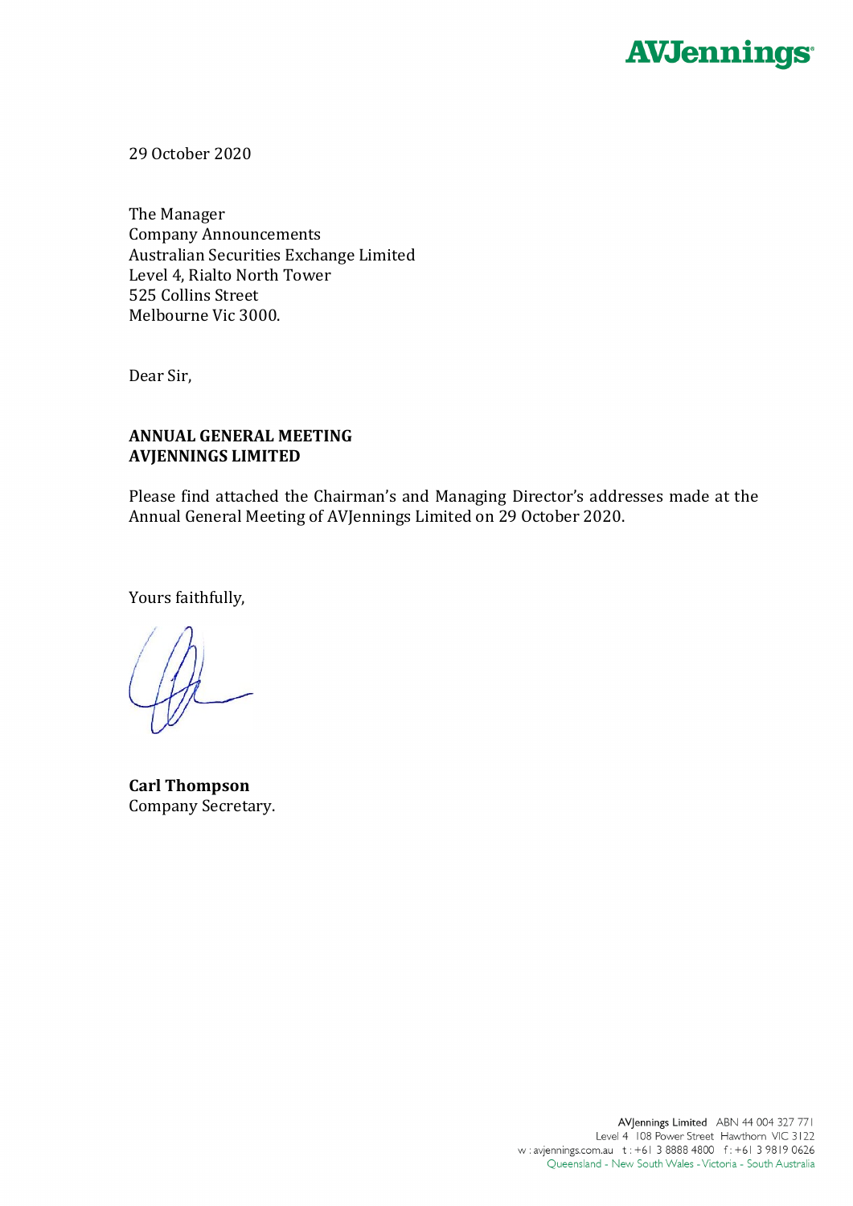AVJennings

29 October 2020

The Manager
Company Announcements
Australian Securities Exchange Limited
Level 4, Rialto North Tower
525 Collins Street
Melbourne Vic 3000.

Dear Sir,

**ANNUAL GENERAL MEETING**
**AVJENNINGS LIMITED**

Please find attached the Chairman's and Managing Director's addresses made at the Annual General Meeting of AVJennings Limited on 29 October 2020.

Yours faithfully,

**Carl Thompson**
Company Secretary.

AVJennings Limited ABN 44 004 327 771
Level 4 108 Power Street Hawthorn VIC 3122
w : avjennings.com.au t : +61 3 8888 4800 f : +61 3 9819 0626
Queensland - New South Wales - Victoria - South Australia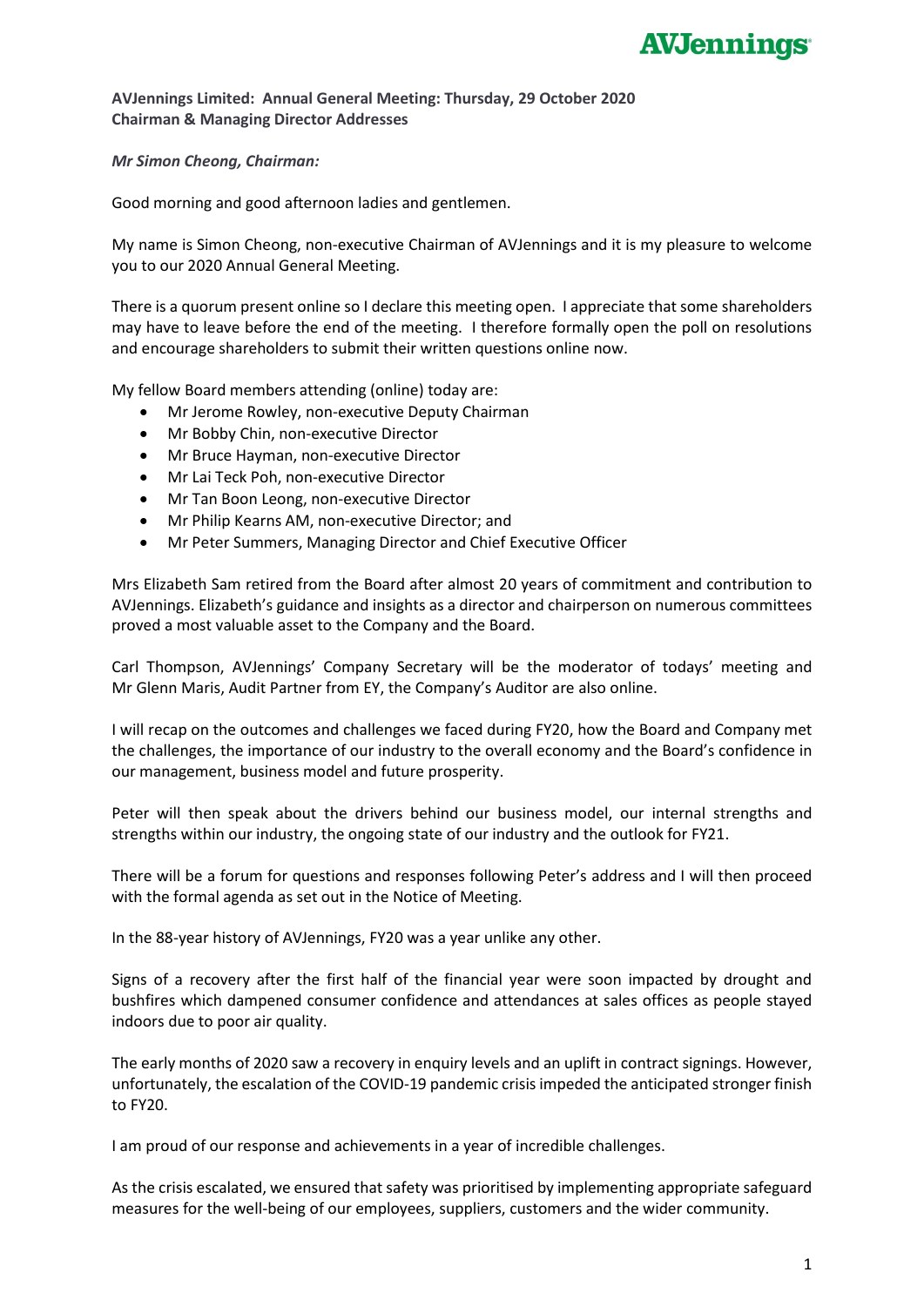**AVJennings Limited: Annual General Meeting: Thursday, 29 October 2020**
**Chairman & Managing Director Addresses**

***Mr Simon Cheong, Chairman:***

Good morning and good afternoon ladies and gentlemen.

My name is Simon Cheong, non-executive Chairman of AVJennings and it is my pleasure to welcome you to our 2020 Annual General Meeting.

There is a quorum present online so I declare this meeting open. I appreciate that some shareholders may have to leave before the end of the meeting. I therefore formally open the poll on resolutions and encourage shareholders to submit their written questions online now.

My fellow Board members attending (online) today are:

- Mr Jerome Rowley, non-executive Deputy Chairman
- Mr Bobby Chin, non-executive Director
- Mr Bruce Hayman, non-executive Director
- Mr Lai Teck Poh, non-executive Director
- Mr Tan Boon Leong, non-executive Director
- Mr Philip Kearns AM, non-executive Director; and
- Mr Peter Summers, Managing Director and Chief Executive Officer

Mrs Elizabeth Sam retired from the Board after almost 20 years of commitment and contribution to AVJennings. Elizabeth's guidance and insights as a director and chairperson on numerous committees proved a most valuable asset to the Company and the Board.

Carl Thompson, AVJennings' Company Secretary will be the moderator of todays' meeting and Mr Glenn Maris, Audit Partner from EY, the Company's Auditor are also online.

I will recap on the outcomes and challenges we faced during FY20, how the Board and Company met the challenges, the importance of our industry to the overall economy and the Board's confidence in our management, business model and future prosperity.

Peter will then speak about the drivers behind our business model, our internal strengths and strengths within our industry, the ongoing state of our industry and the outlook for FY21.

There will be a forum for questions and responses following Peter's address and I will then proceed with the formal agenda as set out in the Notice of Meeting.

In the 88-year history of AVJennings, FY20 was a year unlike any other.

Signs of a recovery after the first half of the financial year were soon impacted by drought and bushfires which dampened consumer confidence and attendances at sales offices as people stayed indoors due to poor air quality.

The early months of 2020 saw a recovery in enquiry levels and an uplift in contract signings. However, unfortunately, the escalation of the COVID-19 pandemic crisis impeded the anticipated stronger finish to FY20.

I am proud of our response and achievements in a year of incredible challenges.

As the crisis escalated, we ensured that safety was prioritised by implementing appropriate safeguard measures for the well-being of our employees, suppliers, customers and the wider community.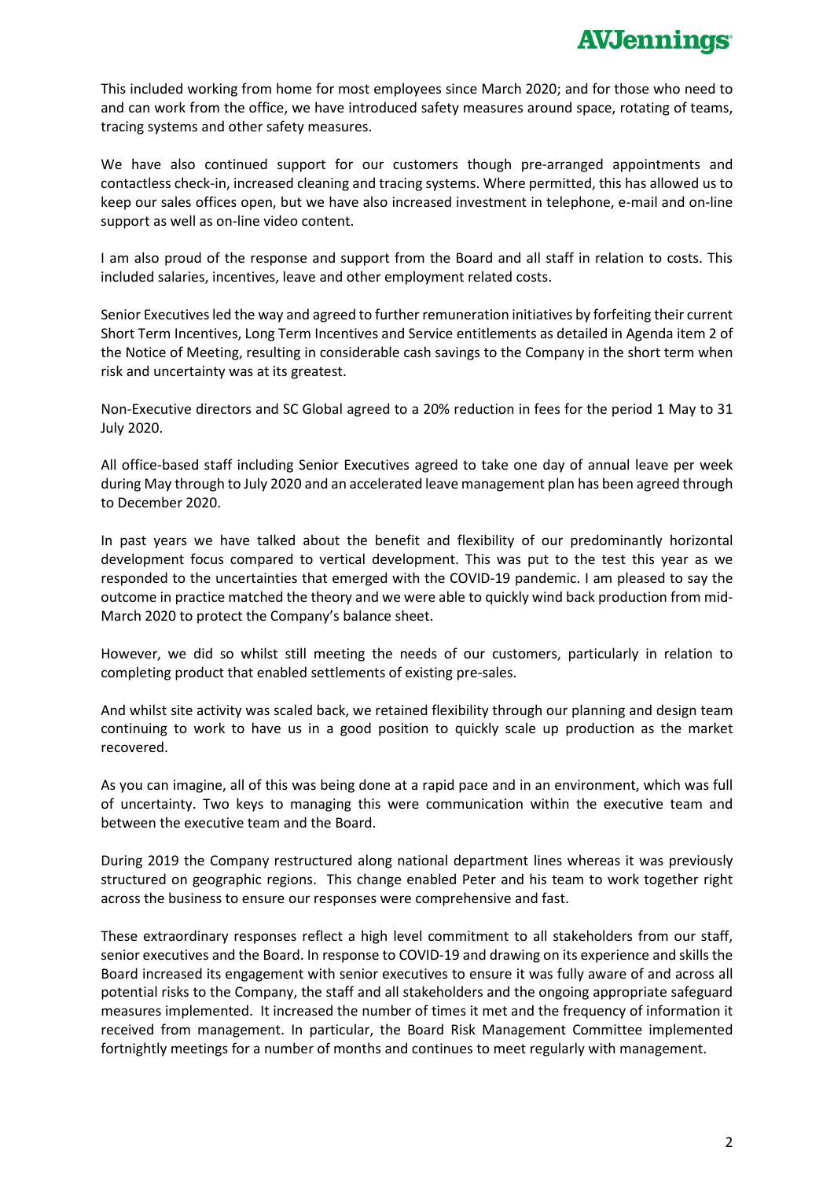This included working from home for most employees since March 2020; and for those who need to and can work from the office, we have introduced safety measures around space, rotating of teams, tracing systems and other safety measures.

We have also continued support for our customers though pre-arranged appointments and contactless check-in, increased cleaning and tracing systems. Where permitted, this has allowed us to keep our sales offices open, but we have also increased investment in telephone, e-mail and on-line support as well as on-line video content.

I am also proud of the response and support from the Board and all staff in relation to costs. This included salaries, incentives, leave and other employment related costs.

Senior Executives led the way and agreed to further remuneration initiatives by forfeiting their current Short Term Incentives, Long Term Incentives and Service entitlements as detailed in Agenda item 2 of the Notice of Meeting, resulting in considerable cash savings to the Company in the short term when risk and uncertainty was at its greatest.

Non-Executive directors and SC Global agreed to a 20% reduction in fees for the period 1 May to 31 July 2020.

All office-based staff including Senior Executives agreed to take one day of annual leave per week during May through to July 2020 and an accelerated leave management plan has been agreed through to December 2020.

In past years we have talked about the benefit and flexibility of our predominantly horizontal development focus compared to vertical development. This was put to the test this year as we responded to the uncertainties that emerged with the COVID-19 pandemic. I am pleased to say the outcome in practice matched the theory and we were able to quickly wind back production from mid-March 2020 to protect the Company's balance sheet.

However, we did so whilst still meeting the needs of our customers, particularly in relation to completing product that enabled settlements of existing pre-sales.

And whilst site activity was scaled back, we retained flexibility through our planning and design team continuing to work to have us in a good position to quickly scale up production as the market recovered.

As you can imagine, all of this was being done at a rapid pace and in an environment, which was full of uncertainty. Two keys to managing this were communication within the executive team and between the executive team and the Board.

During 2019 the Company restructured along national department lines whereas it was previously structured on geographic regions. This change enabled Peter and his team to work together right across the business to ensure our responses were comprehensive and fast.

These extraordinary responses reflect a high level commitment to all stakeholders from our staff, senior executives and the Board. In response to COVID-19 and drawing on its experience and skills the Board increased its engagement with senior executives to ensure it was fully aware of and across all potential risks to the Company, the staff and all stakeholders and the ongoing appropriate safeguard measures implemented. It increased the number of times it met and the frequency of information it received from management. In particular, the Board Risk Management Committee implemented fortnightly meetings for a number of months and continues to meet regularly with management.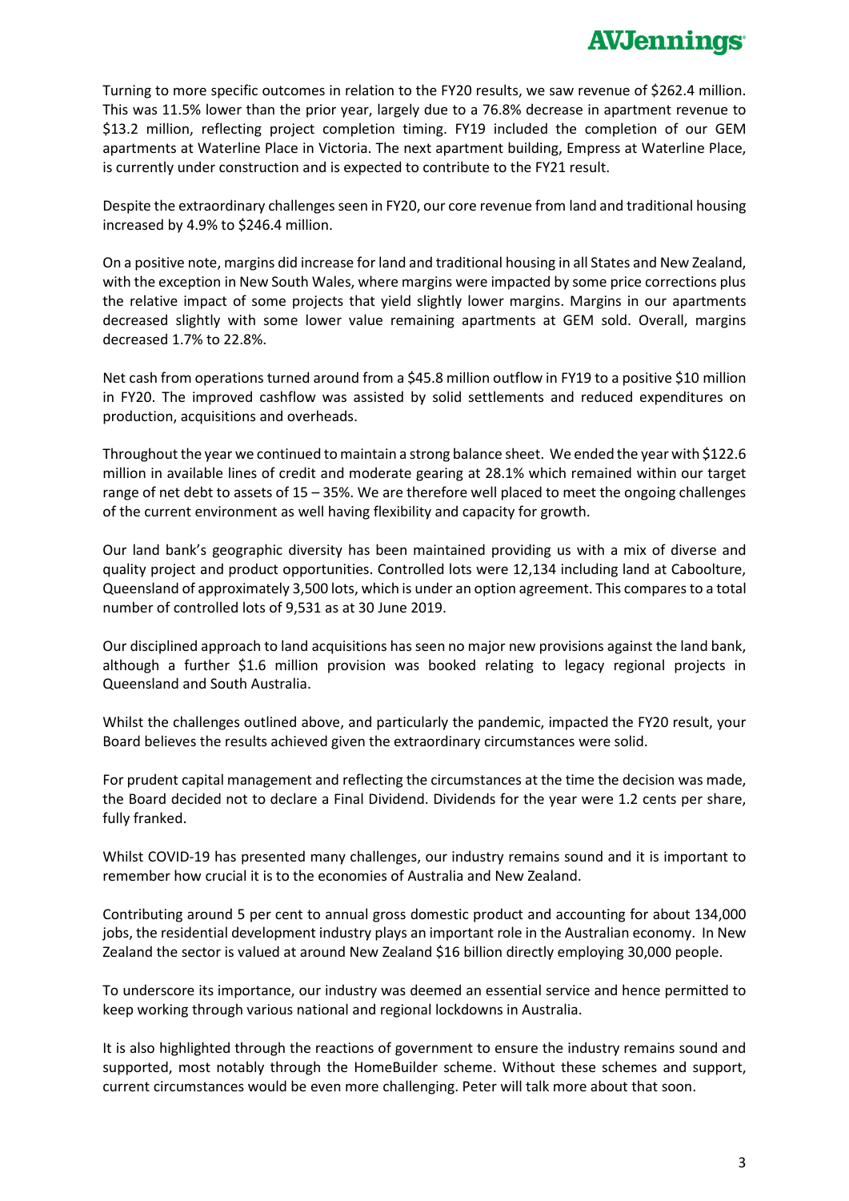Turning to more specific outcomes in relation to the FY20 results, we saw revenue of $262.4 million. This was 11.5% lower than the prior year, largely due to a 76.8% decrease in apartment revenue to $13.2 million, reflecting project completion timing. FY19 included the completion of our GEM apartments at Waterline Place in Victoria. The next apartment building, Empress at Waterline Place, is currently under construction and is expected to contribute to the FY21 result.

Despite the extraordinary challenges seen in FY20, our core revenue from land and traditional housing increased by 4.9% to $246.4 million.

On a positive note, margins did increase for land and traditional housing in all States and New Zealand, with the exception in New South Wales, where margins were impacted by some price corrections plus the relative impact of some projects that yield slightly lower margins. Margins in our apartments decreased slightly with some lower value remaining apartments at GEM sold. Overall, margins decreased 1.7% to 22.8%.

Net cash from operations turned around from a $45.8 million outflow in FY19 to a positive $10 million in FY20. The improved cashflow was assisted by solid settlements and reduced expenditures on production, acquisitions and overheads.

Throughout the year we continued to maintain a strong balance sheet. We ended the year with $122.6 million in available lines of credit and moderate gearing at 28.1% which remained within our target range of net debt to assets of 15 – 35%. We are therefore well placed to meet the ongoing challenges of the current environment as well having flexibility and capacity for growth.

Our land bank's geographic diversity has been maintained providing us with a mix of diverse and quality project and product opportunities. Controlled lots were 12,134 including land at Caboolture, Queensland of approximately 3,500 lots, which is under an option agreement. This compares to a total number of controlled lots of 9,531 as at 30 June 2019.

Our disciplined approach to land acquisitions has seen no major new provisions against the land bank, although a further $1.6 million provision was booked relating to legacy regional projects in Queensland and South Australia.

Whilst the challenges outlined above, and particularly the pandemic, impacted the FY20 result, your Board believes the results achieved given the extraordinary circumstances were solid.

For prudent capital management and reflecting the circumstances at the time the decision was made, the Board decided not to declare a Final Dividend. Dividends for the year were 1.2 cents per share, fully franked.

Whilst COVID-19 has presented many challenges, our industry remains sound and it is important to remember how crucial it is to the economies of Australia and New Zealand.

Contributing around 5 per cent to annual gross domestic product and accounting for about 134,000 jobs, the residential development industry plays an important role in the Australian economy. In New Zealand the sector is valued at around New Zealand $16 billion directly employing 30,000 people.

To underscore its importance, our industry was deemed an essential service and hence permitted to keep working through various national and regional lockdowns in Australia.

It is also highlighted through the reactions of government to ensure the industry remains sound and supported, most notably through the HomeBuilder scheme. Without these schemes and support, current circumstances would be even more challenging. Peter will talk more about that soon.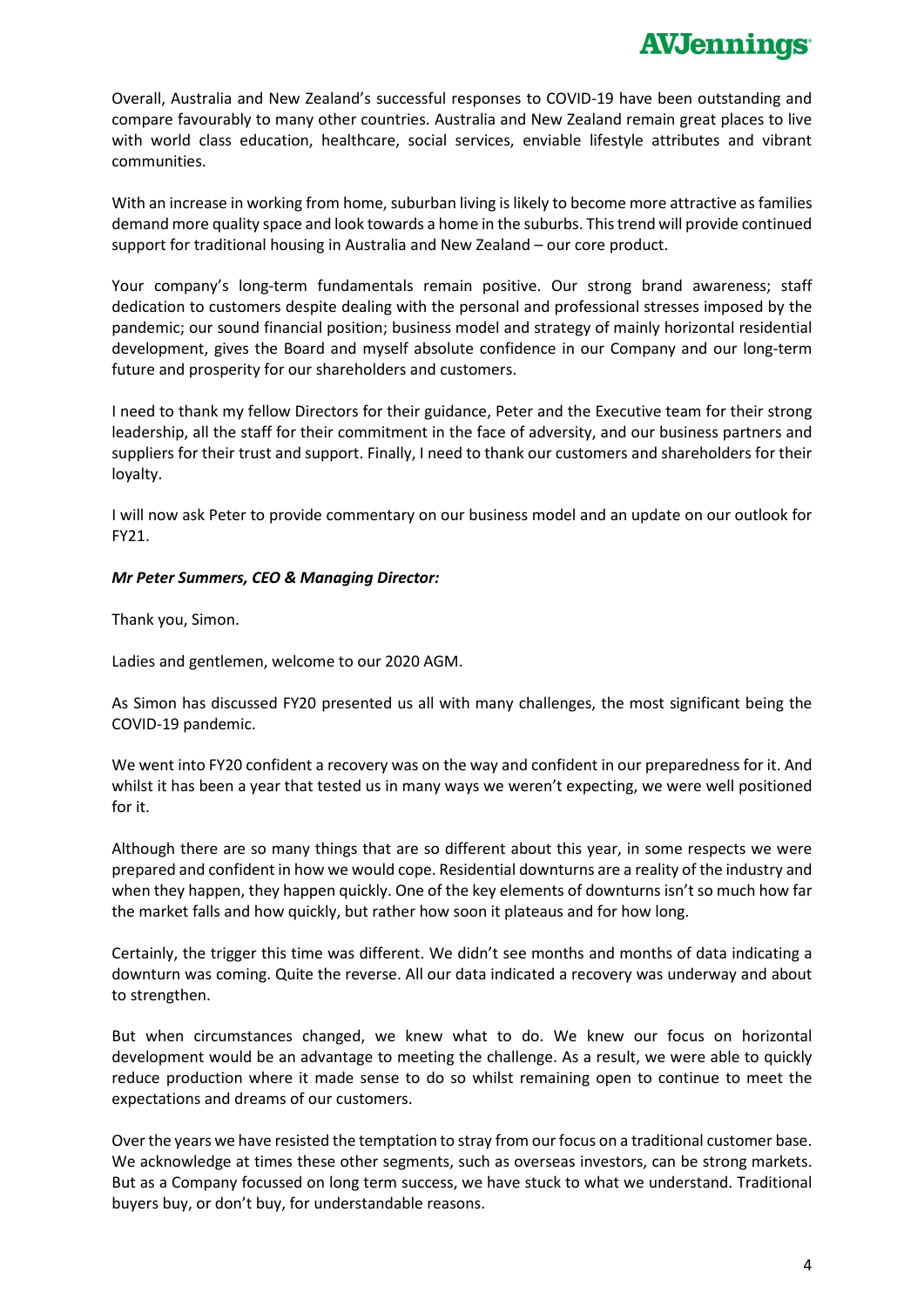Overall, Australia and New Zealand's successful responses to COVID-19 have been outstanding and compare favourably to many other countries. Australia and New Zealand remain great places to live with world class education, healthcare, social services, enviable lifestyle attributes and vibrant communities.

With an increase in working from home, suburban living is likely to become more attractive as families demand more quality space and look towards a home in the suburbs. This trend will provide continued support for traditional housing in Australia and New Zealand – our core product.

Your company's long-term fundamentals remain positive. Our strong brand awareness; staff dedication to customers despite dealing with the personal and professional stresses imposed by the pandemic; our sound financial position; business model and strategy of mainly horizontal residential development, gives the Board and myself absolute confidence in our Company and our long-term future and prosperity for our shareholders and customers.

I need to thank my fellow Directors for their guidance, Peter and the Executive team for their strong leadership, all the staff for their commitment in the face of adversity, and our business partners and suppliers for their trust and support. Finally, I need to thank our customers and shareholders for their loyalty.

I will now ask Peter to provide commentary on our business model and an update on our outlook for FY21.

***Mr Peter Summers, CEO & Managing Director:***

Thank you, Simon.

Ladies and gentlemen, welcome to our 2020 AGM.

As Simon has discussed FY20 presented us all with many challenges, the most significant being the COVID-19 pandemic.

We went into FY20 confident a recovery was on the way and confident in our preparedness for it. And whilst it has been a year that tested us in many ways we weren't expecting, we were well positioned for it.

Although there are so many things that are so different about this year, in some respects we were prepared and confident in how we would cope. Residential downturns are a reality of the industry and when they happen, they happen quickly. One of the key elements of downturns isn't so much how far the market falls and how quickly, but rather how soon it plateaus and for how long.

Certainly, the trigger this time was different. We didn't see months and months of data indicating a downturn was coming. Quite the reverse. All our data indicated a recovery was underway and about to strengthen.

But when circumstances changed, we knew what to do. We knew our focus on horizontal development would be an advantage to meeting the challenge. As a result, we were able to quickly reduce production where it made sense to do so whilst remaining open to continue to meet the expectations and dreams of our customers.

Over the years we have resisted the temptation to stray from our focus on a traditional customer base. We acknowledge at times these other segments, such as overseas investors, can be strong markets. But as a Company focussed on long term success, we have stuck to what we understand. Traditional buyers buy, or don't buy, for understandable reasons.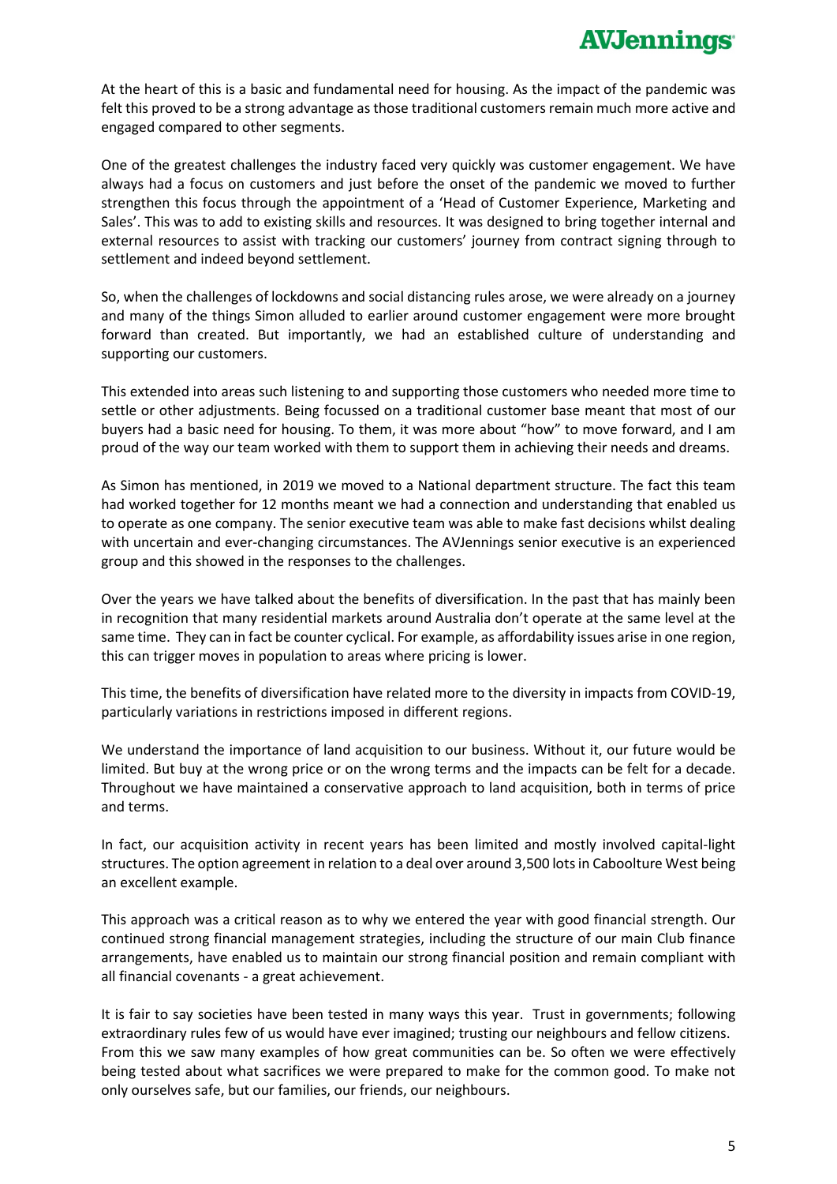At the heart of this is a basic and fundamental need for housing. As the impact of the pandemic was felt this proved to be a strong advantage as those traditional customers remain much more active and engaged compared to other segments.

One of the greatest challenges the industry faced very quickly was customer engagement. We have always had a focus on customers and just before the onset of the pandemic we moved to further strengthen this focus through the appointment of a 'Head of Customer Experience, Marketing and Sales'. This was to add to existing skills and resources. It was designed to bring together internal and external resources to assist with tracking our customers' journey from contract signing through to settlement and indeed beyond settlement.

So, when the challenges of lockdowns and social distancing rules arose, we were already on a journey and many of the things Simon alluded to earlier around customer engagement were more brought forward than created. But importantly, we had an established culture of understanding and supporting our customers.

This extended into areas such listening to and supporting those customers who needed more time to settle or other adjustments. Being focussed on a traditional customer base meant that most of our buyers had a basic need for housing. To them, it was more about "how" to move forward, and I am proud of the way our team worked with them to support them in achieving their needs and dreams.

As Simon has mentioned, in 2019 we moved to a National department structure. The fact this team had worked together for 12 months meant we had a connection and understanding that enabled us to operate as one company. The senior executive team was able to make fast decisions whilst dealing with uncertain and ever-changing circumstances. The AVJennings senior executive is an experienced group and this showed in the responses to the challenges.

Over the years we have talked about the benefits of diversification. In the past that has mainly been in recognition that many residential markets around Australia don't operate at the same level at the same time. They can in fact be counter cyclical. For example, as affordability issues arise in one region, this can trigger moves in population to areas where pricing is lower.

This time, the benefits of diversification have related more to the diversity in impacts from COVID-19, particularly variations in restrictions imposed in different regions.

We understand the importance of land acquisition to our business. Without it, our future would be limited. But buy at the wrong price or on the wrong terms and the impacts can be felt for a decade. Throughout we have maintained a conservative approach to land acquisition, both in terms of price and terms.

In fact, our acquisition activity in recent years has been limited and mostly involved capital-light structures. The option agreement in relation to a deal over around 3,500 lots in Caboolture West being an excellent example.

This approach was a critical reason as to why we entered the year with good financial strength. Our continued strong financial management strategies, including the structure of our main Club finance arrangements, have enabled us to maintain our strong financial position and remain compliant with all financial covenants - a great achievement.

It is fair to say societies have been tested in many ways this year. Trust in governments; following extraordinary rules few of us would have ever imagined; trusting our neighbours and fellow citizens. From this we saw many examples of how great communities can be. So often we were effectively being tested about what sacrifices we were prepared to make for the common good. To make not only ourselves safe, but our families, our friends, our neighbours.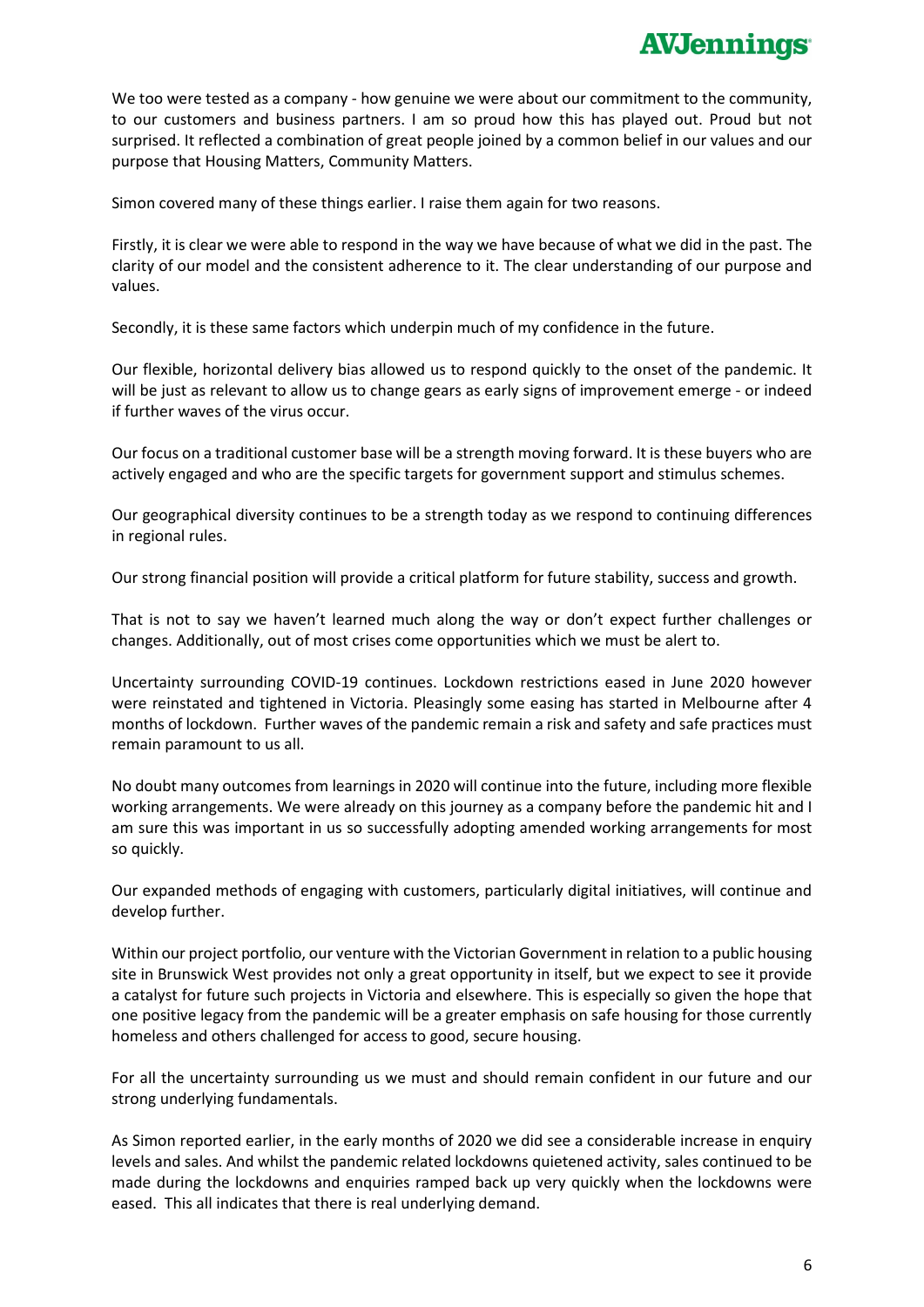We too were tested as a company - how genuine we were about our commitment to the community, to our customers and business partners. I am so proud how this has played out. Proud but not surprised. It reflected a combination of great people joined by a common belief in our values and our purpose that Housing Matters, Community Matters.

Simon covered many of these things earlier. I raise them again for two reasons.

Firstly, it is clear we were able to respond in the way we have because of what we did in the past. The clarity of our model and the consistent adherence to it. The clear understanding of our purpose and values.

Secondly, it is these same factors which underpin much of my confidence in the future.

Our flexible, horizontal delivery bias allowed us to respond quickly to the onset of the pandemic. It will be just as relevant to allow us to change gears as early signs of improvement emerge - or indeed if further waves of the virus occur.

Our focus on a traditional customer base will be a strength moving forward. It is these buyers who are actively engaged and who are the specific targets for government support and stimulus schemes.

Our geographical diversity continues to be a strength today as we respond to continuing differences in regional rules.

Our strong financial position will provide a critical platform for future stability, success and growth.

That is not to say we haven't learned much along the way or don't expect further challenges or changes. Additionally, out of most crises come opportunities which we must be alert to.

Uncertainty surrounding COVID-19 continues. Lockdown restrictions eased in June 2020 however were reinstated and tightened in Victoria. Pleasingly some easing has started in Melbourne after 4 months of lockdown. Further waves of the pandemic remain a risk and safety and safe practices must remain paramount to us all.

No doubt many outcomes from learnings in 2020 will continue into the future, including more flexible working arrangements. We were already on this journey as a company before the pandemic hit and I am sure this was important in us so successfully adopting amended working arrangements for most so quickly.

Our expanded methods of engaging with customers, particularly digital initiatives, will continue and develop further.

Within our project portfolio, our venture with the Victorian Government in relation to a public housing site in Brunswick West provides not only a great opportunity in itself, but we expect to see it provide a catalyst for future such projects in Victoria and elsewhere. This is especially so given the hope that one positive legacy from the pandemic will be a greater emphasis on safe housing for those currently homeless and others challenged for access to good, secure housing.

For all the uncertainty surrounding us we must and should remain confident in our future and our strong underlying fundamentals.

As Simon reported earlier, in the early months of 2020 we did see a considerable increase in enquiry levels and sales. And whilst the pandemic related lockdowns quietened activity, sales continued to be made during the lockdowns and enquiries ramped back up very quickly when the lockdowns were eased. This all indicates that there is real underlying demand.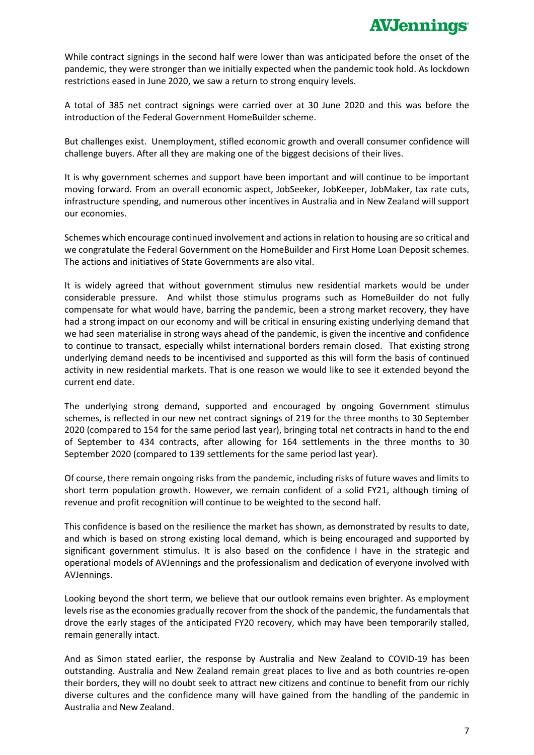While contract signings in the second half were lower than was anticipated before the onset of the pandemic, they were stronger than we initially expected when the pandemic took hold. As lockdown restrictions eased in June 2020, we saw a return to strong enquiry levels.

A total of 385 net contract signings were carried over at 30 June 2020 and this was before the introduction of the Federal Government HomeBuilder scheme.

But challenges exist. Unemployment, stifled economic growth and overall consumer confidence will challenge buyers. After all they are making one of the biggest decisions of their lives.

It is why government schemes and support have been important and will continue to be important moving forward. From an overall economic aspect, JobSeeker, JobKeeper, JobMaker, tax rate cuts, infrastructure spending, and numerous other incentives in Australia and in New Zealand will support our economies.

Schemes which encourage continued involvement and actions in relation to housing are so critical and we congratulate the Federal Government on the HomeBuilder and First Home Loan Deposit schemes. The actions and initiatives of State Governments are also vital.

It is widely agreed that without government stimulus new residential markets would be under considerable pressure. And whilst those stimulus programs such as HomeBuilder do not fully compensate for what would have, barring the pandemic, been a strong market recovery, they have had a strong impact on our economy and will be critical in ensuring existing underlying demand that we had seen materialise in strong ways ahead of the pandemic, is given the incentive and confidence to continue to transact, especially whilst international borders remain closed. That existing strong underlying demand needs to be incentivised and supported as this will form the basis of continued activity in new residential markets. That is one reason we would like to see it extended beyond the current end date.

The underlying strong demand, supported and encouraged by ongoing Government stimulus schemes, is reflected in our new net contract signings of 219 for the three months to 30 September 2020 (compared to 154 for the same period last year), bringing total net contracts in hand to the end of September to 434 contracts, after allowing for 164 settlements in the three months to 30 September 2020 (compared to 139 settlements for the same period last year).

Of course, there remain ongoing risks from the pandemic, including risks of future waves and limits to short term population growth. However, we remain confident of a solid FY21, although timing of revenue and profit recognition will continue to be weighted to the second half.

This confidence is based on the resilience the market has shown, as demonstrated by results to date, and which is based on strong existing local demand, which is being encouraged and supported by significant government stimulus. It is also based on the confidence I have in the strategic and operational models of AVJennings and the professionalism and dedication of everyone involved with AVJennings.

Looking beyond the short term, we believe that our outlook remains even brighter. As employment levels rise as the economies gradually recover from the shock of the pandemic, the fundamentals that drove the early stages of the anticipated FY20 recovery, which may have been temporarily stalled, remain generally intact.

And as Simon stated earlier, the response by Australia and New Zealand to COVID-19 has been outstanding. Australia and New Zealand remain great places to live and as both countries re-open their borders, they will no doubt seek to attract new citizens and continue to benefit from our richly diverse cultures and the confidence many will have gained from the handling of the pandemic in Australia and New Zealand.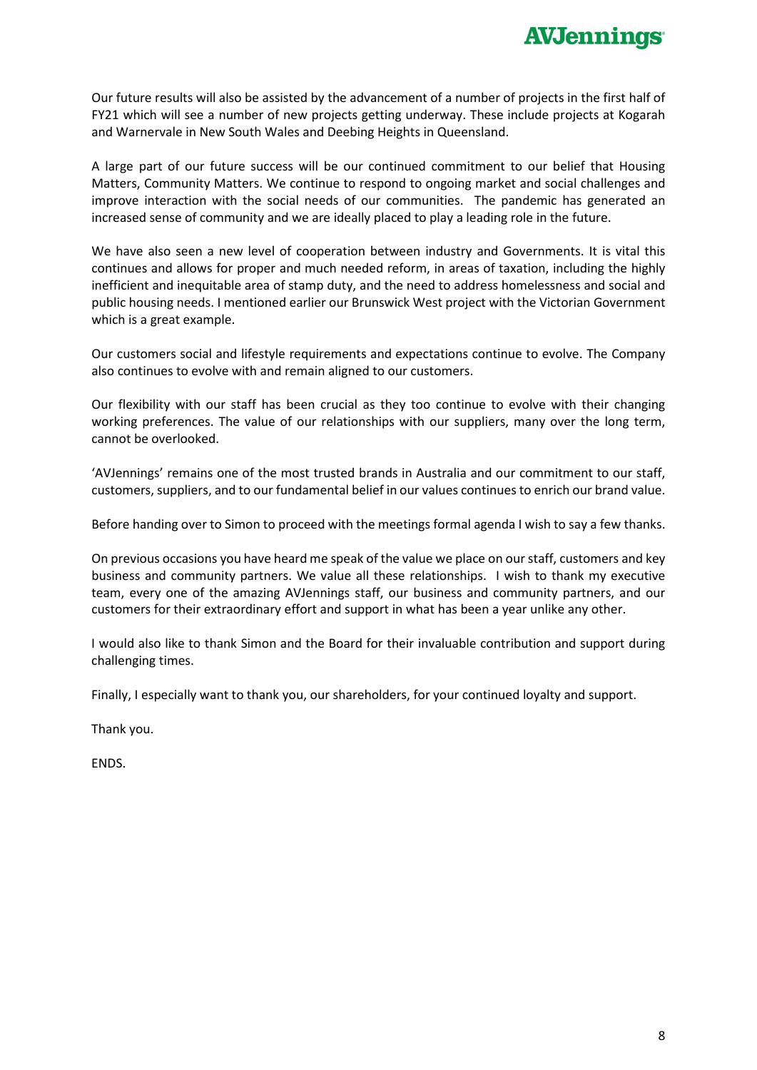Our future results will also be assisted by the advancement of a number of projects in the first half of FY21 which will see a number of new projects getting underway. These include projects at Kogarah and Warnervale in New South Wales and Deebing Heights in Queensland.

A large part of our future success will be our continued commitment to our belief that Housing Matters, Community Matters. We continue to respond to ongoing market and social challenges and improve interaction with the social needs of our communities. The pandemic has generated an increased sense of community and we are ideally placed to play a leading role in the future.

We have also seen a new level of cooperation between industry and Governments. It is vital this continues and allows for proper and much needed reform, in areas of taxation, including the highly inefficient and inequitable area of stamp duty, and the need to address homelessness and social and public housing needs. I mentioned earlier our Brunswick West project with the Victorian Government which is a great example.

Our customers social and lifestyle requirements and expectations continue to evolve. The Company also continues to evolve with and remain aligned to our customers.

Our flexibility with our staff has been crucial as they too continue to evolve with their changing working preferences. The value of our relationships with our suppliers, many over the long term, cannot be overlooked.

'AVJennings' remains one of the most trusted brands in Australia and our commitment to our staff, customers, suppliers, and to our fundamental belief in our values continues to enrich our brand value.

Before handing over to Simon to proceed with the meetings formal agenda I wish to say a few thanks.

On previous occasions you have heard me speak of the value we place on our staff, customers and key business and community partners. We value all these relationships. I wish to thank my executive team, every one of the amazing AVJennings staff, our business and community partners, and our customers for their extraordinary effort and support in what has been a year unlike any other.

I would also like to thank Simon and the Board for their invaluable contribution and support during challenging times.

Finally, I especially want to thank you, our shareholders, for your continued loyalty and support.

Thank you.

ENDS.